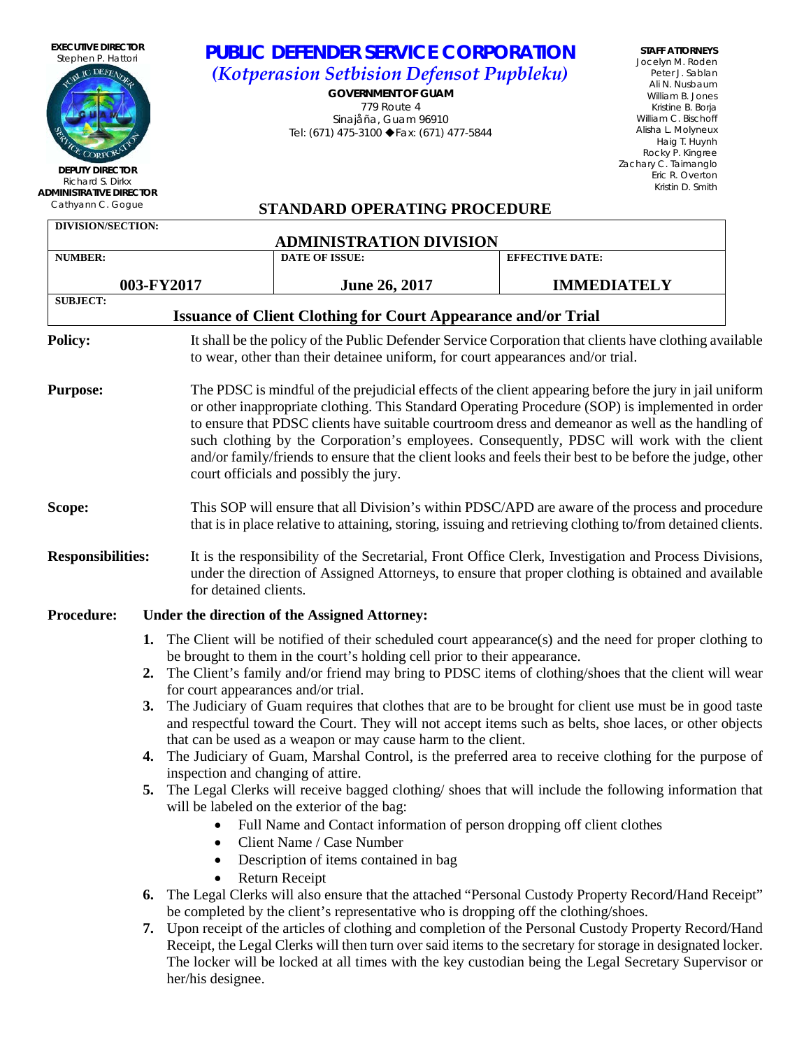**EXECUTIVE DIRECTOR**
Stephen P. Hattori

**DEPUTY DIRECTOR**
Richard S. Dirkx
**ADMINISTRATIVE DIRECTOR**
Cathyann C. Gogue

# PUBLIC DEFENDER SERVICE CORPORATION

*(Kotperasion Setbision Defensot Pupbleku)*

**GOVERNMENT OF GUAM**
779 Route 4
Sinajåña, Guam 96910
Tel: (671) 475-3100 ◆ Fax: (671) 477-5844

**STAFF ATTORNEYS**
Jocelyn M. Roden
Peter J. Sablan
Ali N. Nusbaum
William B. Jones
Kristine B. Borja
William C. Bischoff
Alisha L. Molyneux
Haig T. Huynh
Rocky P. Kingree
Zachary C. Taimanglo
Eric R. Overton
Kristin D. Smith

## STANDARD OPERATING PROCEDURE

| DIVISION/SECTION: | | |
|---|---|---|
| **ADMINISTRATION DIVISION** | | |
| **NUMBER:** | **DATE OF ISSUE:** | **EFFECTIVE DATE:** |
| **003-FY2017** | **June 26, 2017** | **IMMEDIATELY** |
| **SUBJECT:** | | |
| **Issuance of Client Clothing for Court Appearance and/or Trial** | | |

**Policy:** It shall be the policy of the Public Defender Service Corporation that clients have clothing available to wear, other than their detainee uniform, for court appearances and/or trial.

**Purpose:** The PDSC is mindful of the prejudicial effects of the client appearing before the jury in jail uniform or other inappropriate clothing. This Standard Operating Procedure (SOP) is implemented in order to ensure that PDSC clients have suitable courtroom dress and demeanor as well as the handling of such clothing by the Corporation's employees. Consequently, PDSC will work with the client and/or family/friends to ensure that the client looks and feels their best to be before the judge, other court officials and possibly the jury.

**Scope:** This SOP will ensure that all Division's within PDSC/APD are aware of the process and procedure that is in place relative to attaining, storing, issuing and retrieving clothing to/from detained clients.

**Responsibilities:** It is the responsibility of the Secretarial, Front Office Clerk, Investigation and Process Divisions, under the direction of Assigned Attorneys, to ensure that proper clothing is obtained and available for detained clients.

**Procedure:** **Under the direction of the Assigned Attorney:**

1. The Client will be notified of their scheduled court appearance(s) and the need for proper clothing to be brought to them in the court's holding cell prior to their appearance.
2. The Client's family and/or friend may bring to PDSC items of clothing/shoes that the client will wear for court appearances and/or trial.
3. The Judiciary of Guam requires that clothes that are to be brought for client use must be in good taste and respectful toward the Court. They will not accept items such as belts, shoe laces, or other objects that can be used as a weapon or may cause harm to the client.
4. The Judiciary of Guam, Marshal Control, is the preferred area to receive clothing for the purpose of inspection and changing of attire.
5. The Legal Clerks will receive bagged clothing/ shoes that will include the following information that will be labeled on the exterior of the bag:
   - Full Name and Contact information of person dropping off client clothes
   - Client Name / Case Number
   - Description of items contained in bag
   - Return Receipt
6. The Legal Clerks will also ensure that the attached "Personal Custody Property Record/Hand Receipt" be completed by the client's representative who is dropping off the clothing/shoes.
7. Upon receipt of the articles of clothing and completion of the Personal Custody Property Record/Hand Receipt, the Legal Clerks will then turn over said items to the secretary for storage in designated locker. The locker will be locked at all times with the key custodian being the Legal Secretary Supervisor or her/his designee.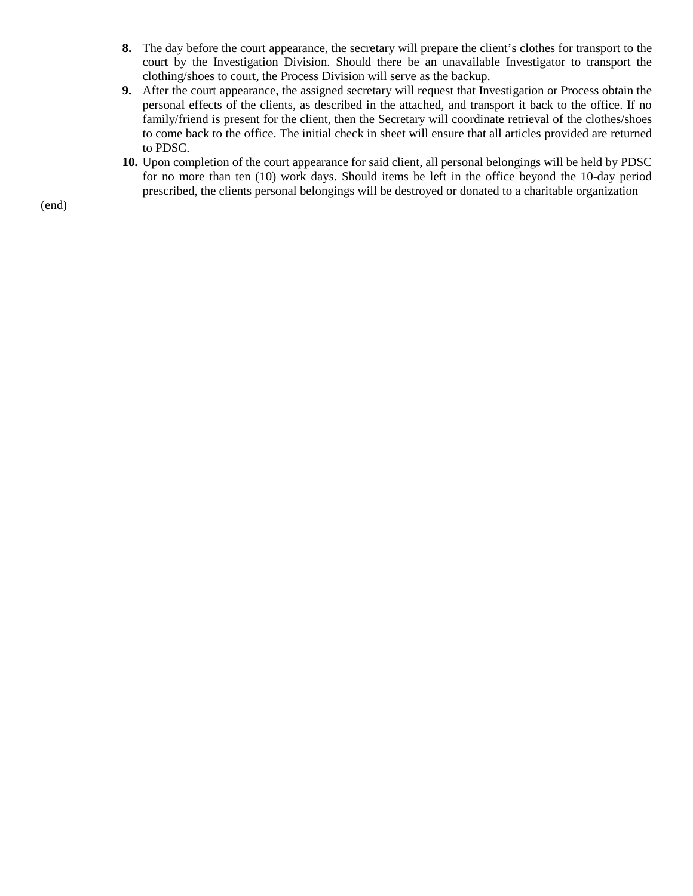8. The day before the court appearance, the secretary will prepare the client's clothes for transport to the court by the Investigation Division. Should there be an unavailable Investigator to transport the clothing/shoes to court, the Process Division will serve as the backup.
9. After the court appearance, the assigned secretary will request that Investigation or Process obtain the personal effects of the clients, as described in the attached, and transport it back to the office. If no family/friend is present for the client, then the Secretary will coordinate retrieval of the clothes/shoes to come back to the office. The initial check in sheet will ensure that all articles provided are returned to PDSC.
10. Upon completion of the court appearance for said client, all personal belongings will be held by PDSC for no more than ten (10) work days. Should items be left in the office beyond the 10-day period prescribed, the clients personal belongings will be destroyed or donated to a charitable organization

(end)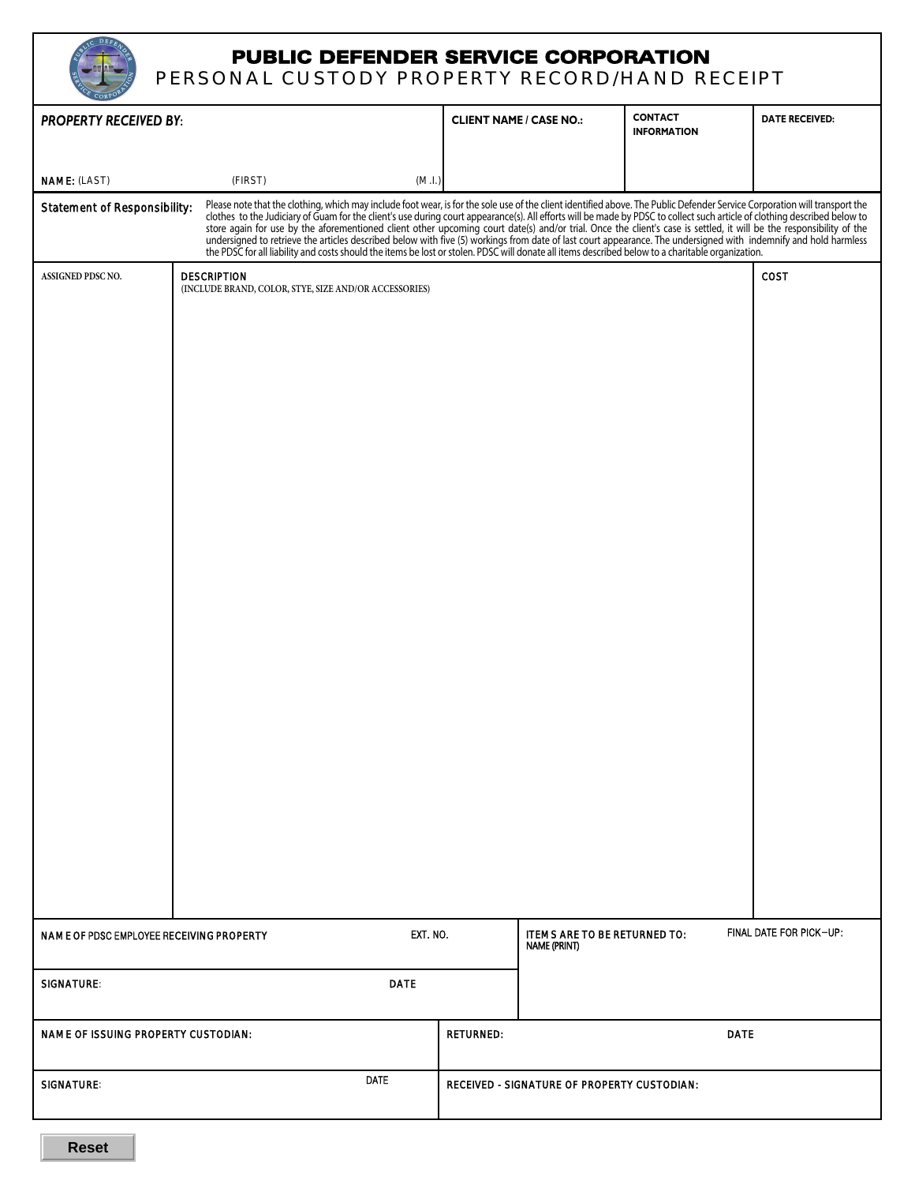# PUBLIC DEFENDER SERVICE CORPORATION

## PERSONAL CUSTODY PROPERTY RECORD/HAND RECEIPT

| *PROPERTY RECEIVED BY*: | CLIENT NAME / CASE NO.: | CONTACT INFORMATION | DATE RECEIVED: |
|---|---|---|---|
| NAME: (LAST) (FIRST) (M.I.) | | | |

**Statement of Responsibility:** Please note that the clothing, which may include foot wear, is for the sole use of the client identified above. The Public Defender Service Corporation will transport the clothes to the Judiciary of Guam for the client's use during court appearance(s). All efforts will be made by PDSC to collect such article of clothing described below to store again for use by the aforementioned client other upcoming court date(s) and/or trial. Once the client's case is settled, it will be the responsibility of the undersigned to retrieve the articles described below with five (5) workings from date of last court appearance. The undersigned with indemnify and hold harmless the PDSC for all liability and costs should the items be lost or stolen. PDSC will donate all items described below to a charitable organization.

| ASSIGNED PDSC NO. | DESCRIPTION (INCLUDE BRAND, COLOR, STYE, SIZE AND/OR ACCESSORIES) | COST |
|---|---|---|
| | | |

| NAME OF PDSC EMPLOYEE RECEIVING PROPERTY | EXT. NO. | ITEMS ARE TO BE RETURNED TO: NAME (PRINT) | FINAL DATE FOR PICK–UP: |
|---|---|---|---|
| SIGNATURE: | DATE | | |
| NAME OF ISSUING PROPERTY CUSTODIAN: | | RETURNED: | DATE |
| SIGNATURE: | DATE | RECEIVED - SIGNATURE OF PROPERTY CUSTODIAN: | |

Reset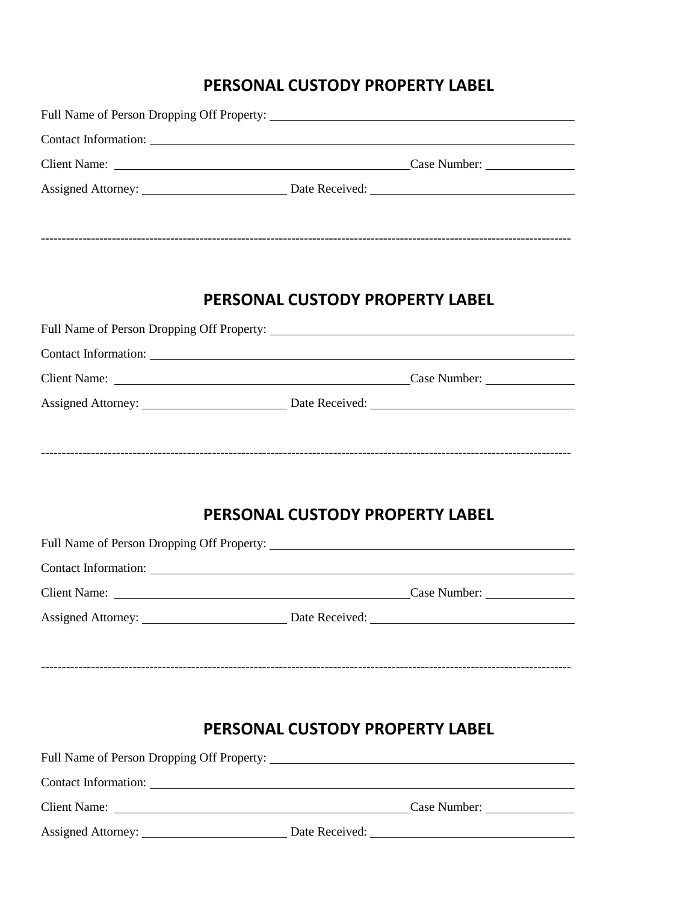## PERSONAL CUSTODY PROPERTY LABEL

Full Name of Person Dropping Off Property: ______________________________________

Contact Information: ______________________________________________________

Client Name: ____________________________________ Case Number: __________

Assigned Attorney: __________________ Date Received: _________________________

---

## PERSONAL CUSTODY PROPERTY LABEL

Full Name of Person Dropping Off Property: ______________________________________

Contact Information: ______________________________________________________

Client Name: ____________________________________ Case Number: __________

Assigned Attorney: __________________ Date Received: _________________________

---

## PERSONAL CUSTODY PROPERTY LABEL

Full Name of Person Dropping Off Property: ______________________________________

Contact Information: ______________________________________________________

Client Name: ____________________________________ Case Number: __________

Assigned Attorney: __________________ Date Received: _________________________

---

## PERSONAL CUSTODY PROPERTY LABEL

Full Name of Person Dropping Off Property: ______________________________________

Contact Information: ______________________________________________________

Client Name: ____________________________________ Case Number: __________

Assigned Attorney: __________________ Date Received: _________________________